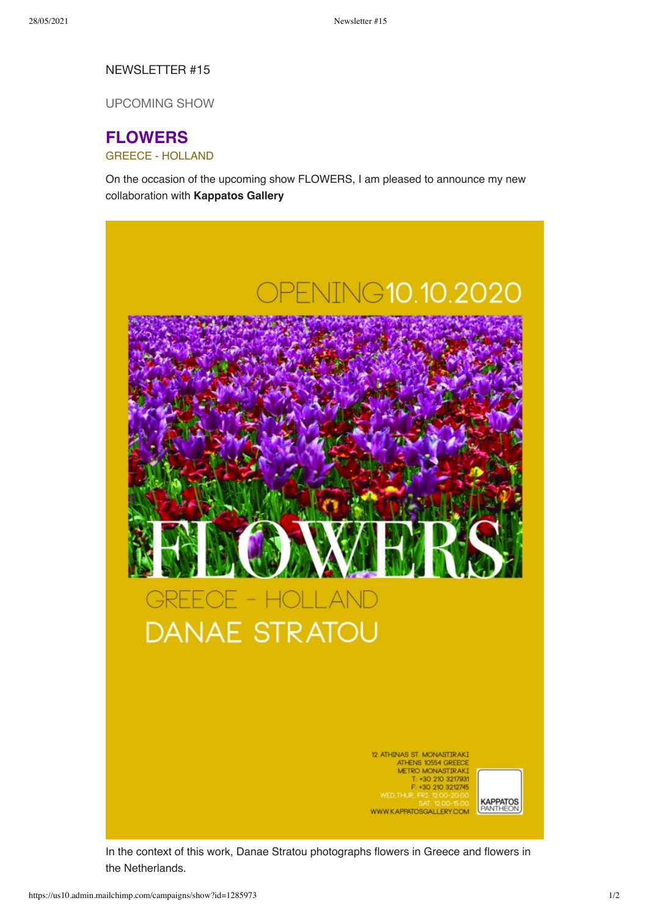NEWSLETTER #15

UPCOMING SHOW

## FLOWERS

GREECE - HOLLAND

On the occasion of the upcoming show FLOWERS, I am pleased to announce my new collaboration with **Kappatos Gallery**

OPENING10.10.2020

FLOWERS

GREECE - HOLLAND

DANAE STRATOU

12 ATHINAS ST. MONASTIRAKI
ATHENS 10554 GREECE
METRO MONASTIRAKI
T: +30 210 3217931
F: +30 210 3212745
WED,THUR: FRI: 12:00-20:00
SAT: 12:00-15:00
WWW.KAPPATOSGALLERY.COM

KAPPATOS PANTHEON

In the context of this work, Danae Stratou photographs flowers in Greece and flowers in the Netherlands.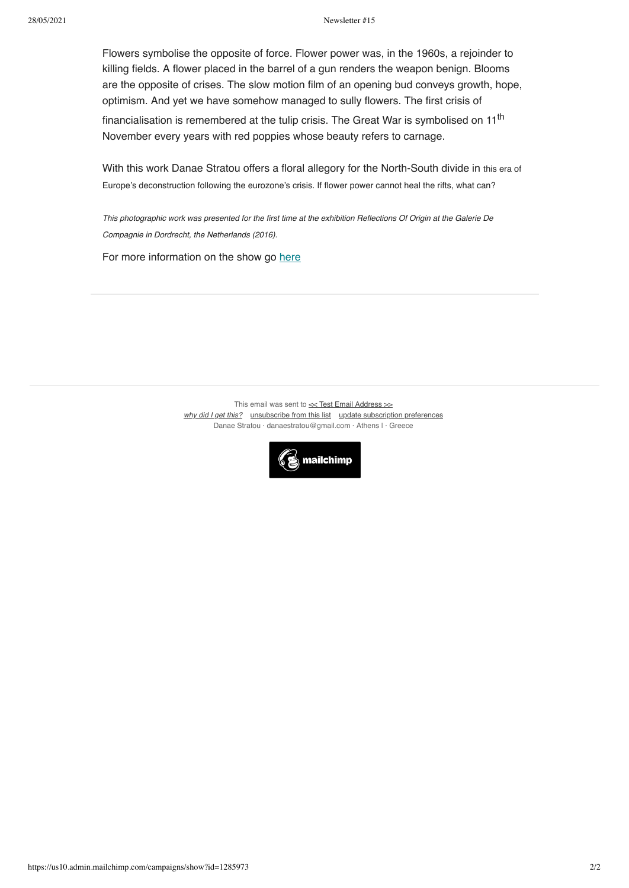Flowers symbolise the opposite of force. Flower power was, in the 1960s, a rejoinder to killing fields. A flower placed in the barrel of a gun renders the weapon benign. Blooms are the opposite of crises. The slow motion film of an opening bud conveys growth, hope, optimism. And yet we have somehow managed to sully flowers. The first crisis of financialisation is remembered at the tulip crisis. The Great War is symbolised on 11th November every years with red poppies whose beauty refers to carnage.

With this work Danae Stratou offers a floral allegory for the North-South divide in this era of Europe's deconstruction following the eurozone's crisis. If flower power cannot heal the rifts, what can?

*This photographic work was presented for the first time at the exhibition Reflections Of Origin at the Galerie De Compagnie in Dordrecht, the Netherlands (2016).*

For more information on the show go [here]

---

This email was sent to << Test Email Address >>
*why did I get this?* unsubscribe from this list update subscription preferences
Danae Stratou · danaestratou@gmail.com · Athens I · Greece